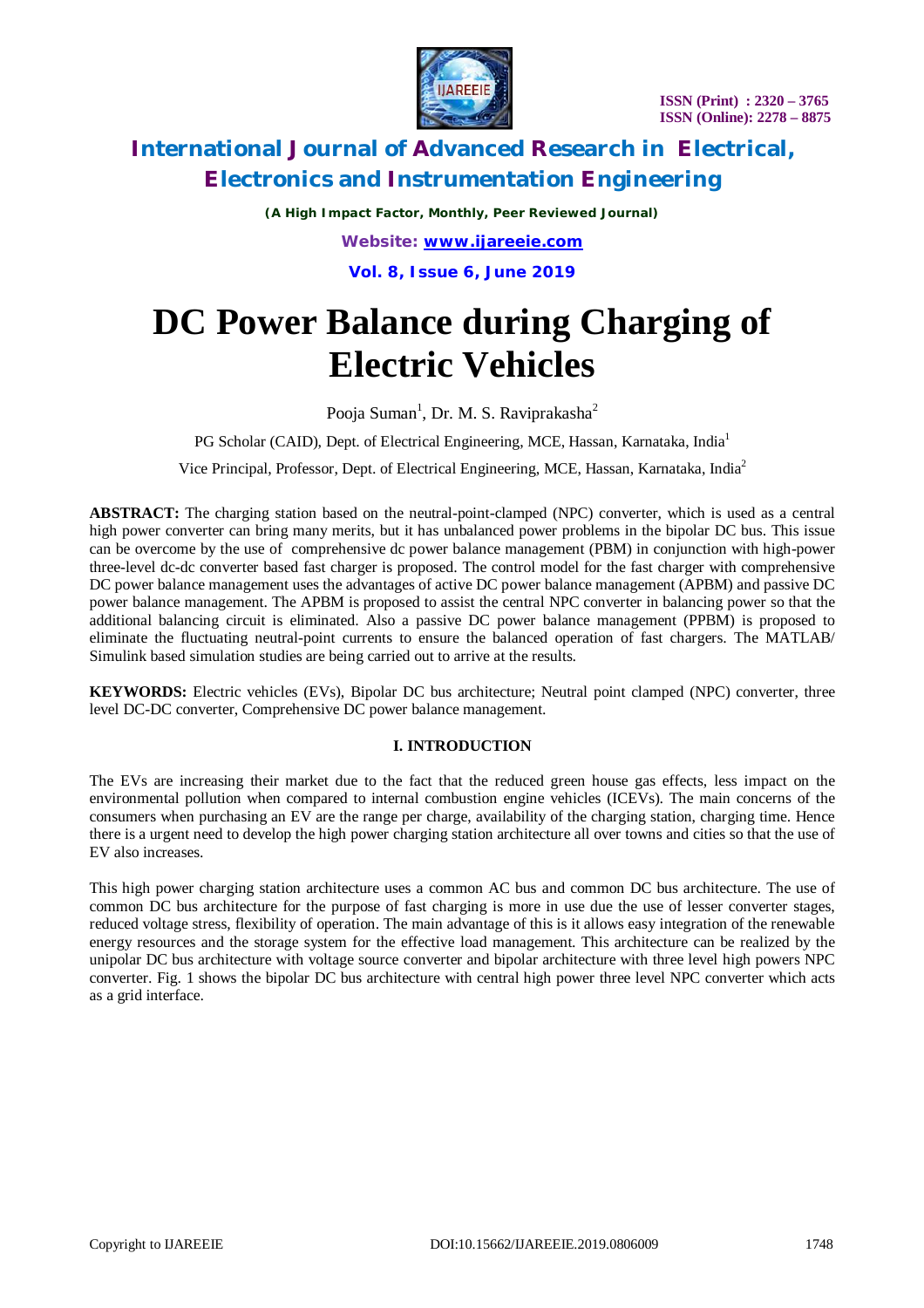# DC Power Balance during Charging of Electric Vehicles

Pooja Suman[1], Dr. M. S. Raviprakasha[2]

PG Scholar (CAID), Dept. of Electrical Engineering, MCE, Hassan, Karnataka, India[1]

Vice Principal, Professor, Dept. of Electrical Engineering, MCE, Hassan, Karnataka, India[2]

**ABSTRACT:** The charging station based on the neutral-point-clamped (NPC) converter, which is used as a central high power converter can bring many merits, but it has unbalanced power problems in the bipolar DC bus. This issue can be overcome by the use of comprehensive dc power balance management (PBM) in conjunction with high-power three-level dc-dc converter based fast charger is proposed. The control model for the fast charger with comprehensive DC power balance management uses the advantages of active DC power balance management (APBM) and passive DC power balance management. The APBM is proposed to assist the central NPC converter in balancing power so that the additional balancing circuit is eliminated. Also a passive DC power balance management (PPBM) is proposed to eliminate the fluctuating neutral-point currents to ensure the balanced operation of fast chargers. The MATLAB/ Simulink based simulation studies are being carried out to arrive at the results.

**KEYWORDS:** Electric vehicles (EVs), Bipolar DC bus architecture; Neutral point clamped (NPC) converter, three level DC-DC converter, Comprehensive DC power balance management.

## I. INTRODUCTION

The EVs are increasing their market due to the fact that the reduced green house gas effects, less impact on the environmental pollution when compared to internal combustion engine vehicles (ICEVs). The main concerns of the consumers when purchasing an EV are the range per charge, availability of the charging station, charging time. Hence there is a urgent need to develop the high power charging station architecture all over towns and cities so that the use of EV also increases.

This high power charging station architecture uses a common AC bus and common DC bus architecture. The use of common DC bus architecture for the purpose of fast charging is more in use due the use of lesser converter stages, reduced voltage stress, flexibility of operation. The main advantage of this is it allows easy integration of the renewable energy resources and the storage system for the effective load management. This architecture can be realized by the unipolar DC bus architecture with voltage source converter and bipolar architecture with three level high powers NPC converter. Fig. 1 shows the bipolar DC bus architecture with central high power three level NPC converter which acts as a grid interface.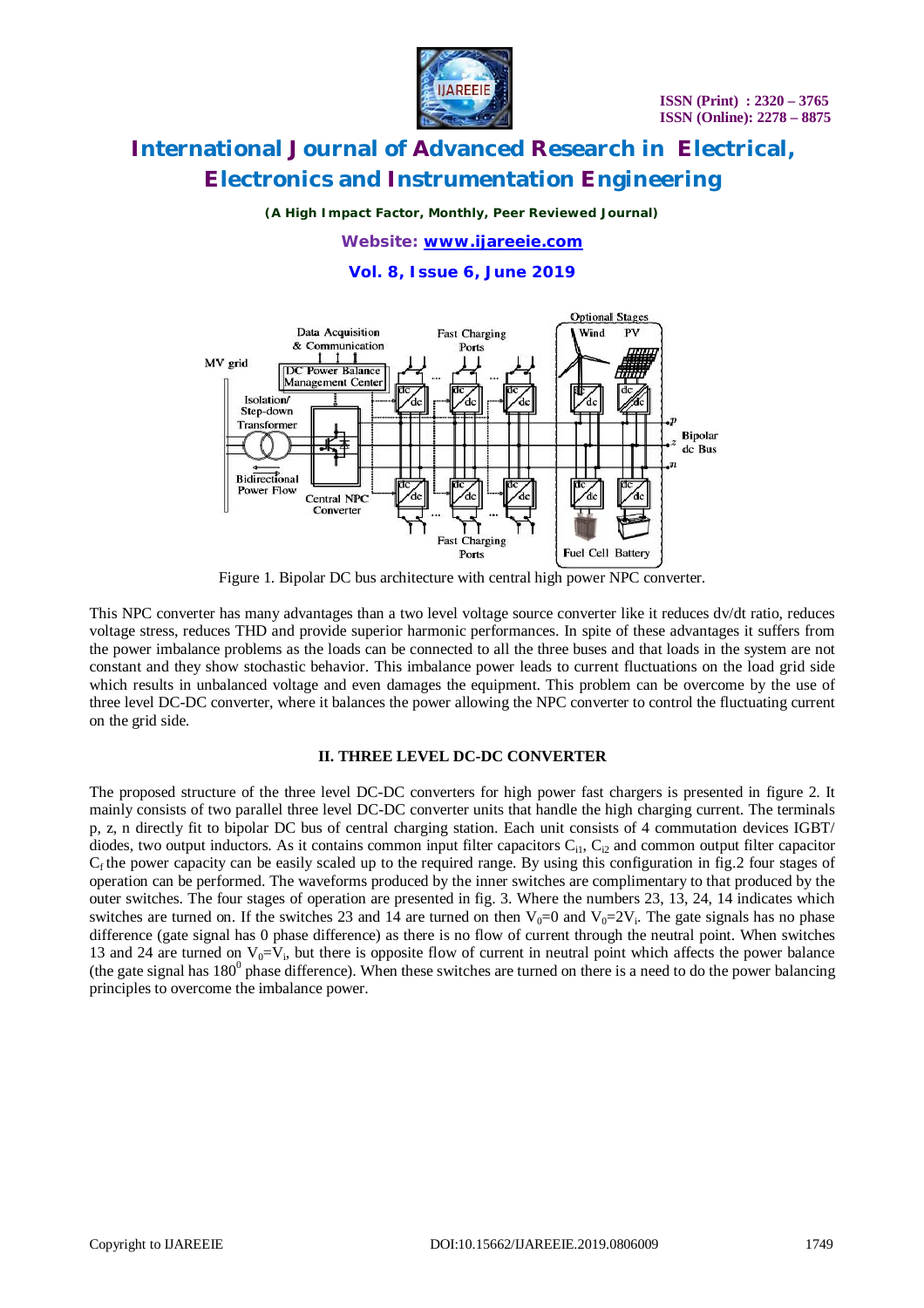Figure 1. Bipolar DC bus architecture with central high power NPC converter.

This NPC converter has many advantages than a two level voltage source converter like it reduces dv/dt ratio, reduces voltage stress, reduces THD and provide superior harmonic performances. In spite of these advantages it suffers from the power imbalance problems as the loads can be connected to all the three buses and that loads in the system are not constant and they show stochastic behavior. This imbalance power leads to current fluctuations on the load grid side which results in unbalanced voltage and even damages the equipment. This problem can be overcome by the use of three level DC-DC converter, where it balances the power allowing the NPC converter to control the fluctuating current on the grid side.

## II. THREE LEVEL DC-DC CONVERTER

The proposed structure of the three level DC-DC converters for high power fast chargers is presented in figure 2. It mainly consists of two parallel three level DC-DC converter units that handle the high charging current. The terminals p, z, n directly fit to bipolar DC bus of central charging station. Each unit consists of 4 commutation devices IGBT/ diodes, two output inductors. As it contains common input filter capacitors $C_{i1}$, $C_{i2}$ and common output filter capacitor $C_f$ the power capacity can be easily scaled up to the required range. By using this configuration in fig.2 four stages of operation can be performed. The waveforms produced by the inner switches are complimentary to that produced by the outer switches. The four stages of operation are presented in fig. 3. Where the numbers 23, 13, 24, 14 indicates which switches are turned on. If the switches 23 and 14 are turned on then $V_0$=0 and $V_0$=2$V_i$. The gate signals has no phase difference (gate signal has 0 phase difference) as there is no flow of current through the neutral point. When switches 13 and 24 are turned on $V_0$=$V_i$, but there is opposite flow of current in neutral point which affects the power balance (the gate signal has $180^0$ phase difference). When these switches are turned on there is a need to do the power balancing principles to overcome the imbalance power.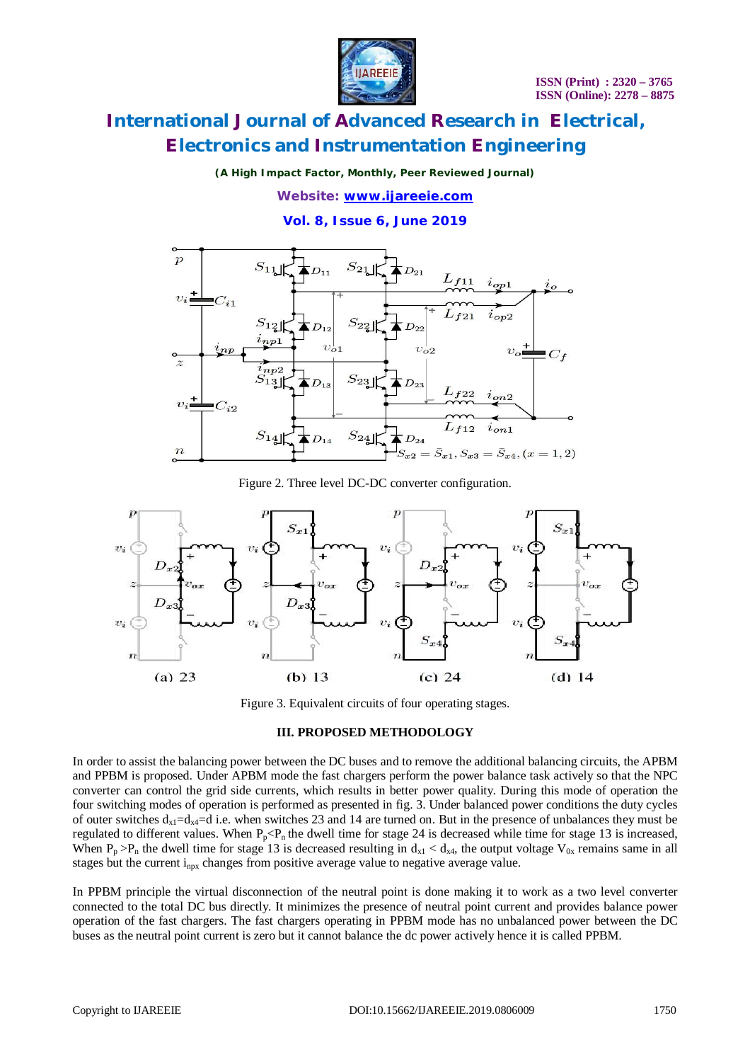Figure 2. Three level DC-DC converter configuration.

Figure 3. Equivalent circuits of four operating stages.

### III. PROPOSED METHODOLOGY

In order to assist the balancing power between the DC buses and to remove the additional balancing circuits, the APBM and PPBM is proposed. Under APBM mode the fast chargers perform the power balance task actively so that the NPC converter can control the grid side currents, which results in better power quality. During this mode of operation the four switching modes of operation is performed as presented in fig. 3. Under balanced power conditions the duty cycles of outer switches $d_{x1}=d_{x4}=d$ i.e. when switches 23 and 14 are turned on. But in the presence of unbalances they must be regulated to different values. When $P_p<P_n$ the dwell time for stage 24 is decreased while time for stage 13 is increased, When $P_p>P_n$ the dwell time for stage 13 is decreased resulting in $d_{x1} < d_{x4}$, the output voltage $V_{0x}$ remains same in all stages but the current $i_{npx}$ changes from positive average value to negative average value.

In PPBM principle the virtual disconnection of the neutral point is done making it to work as a two level converter connected to the total DC bus directly. It minimizes the presence of neutral point current and provides balance power operation of the fast chargers. The fast chargers operating in PPBM mode has no unbalanced power between the DC buses as the neutral point current is zero but it cannot balance the dc power actively hence it is called PPBM.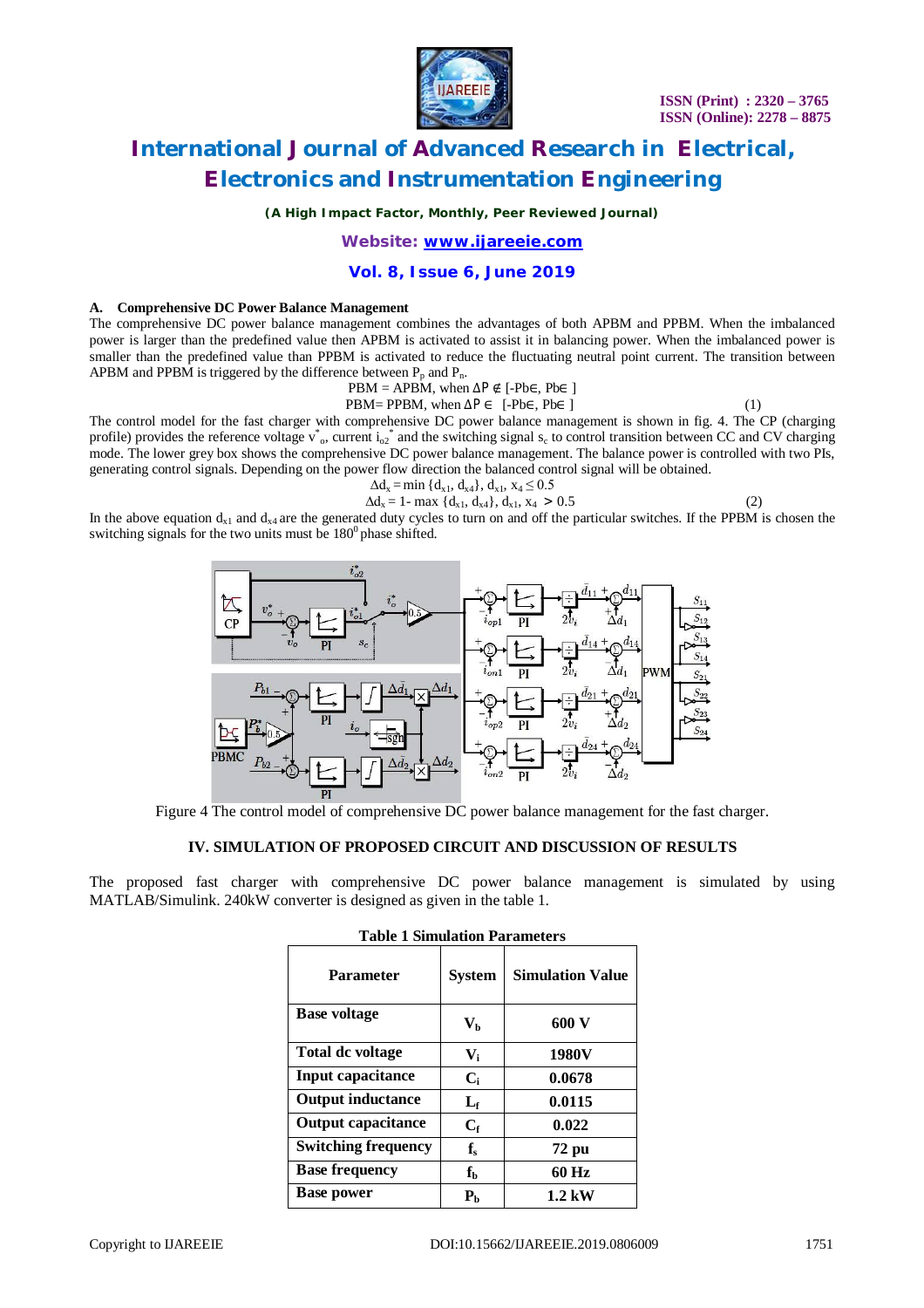### A. Comprehensive DC Power Balance Management

The comprehensive DC power balance management combines the advantages of both APBM and PPBM. When the imbalanced power is larger than the predefined value then APBM is activated to assist it in balancing power. When the imbalanced power is smaller than the predefined value than PPBM is activated to reduce the fluctuating neutral point current. The transition between APBM and PPBM is triggered by the difference between $P_p$ and $P_n$.

$$\text{PBM} = \text{APBM, when } \Delta P \notin [-\text{Pb}\in, \text{Pb}\in]$$
$$\text{PBM} = \text{PPBM, when } \Delta P \in [-\text{Pb}\in, \text{Pb}\in] \qquad (1)$$

The control model for the fast charger with comprehensive DC power balance management is shown in fig. 4. The CP (charging profile) provides the reference voltage $v^*_o$, current $i_{o2}^*$ and the switching signal $s_c$ to control transition between CC and CV charging mode. The lower grey box shows the comprehensive DC power balance management. The balance power is controlled with two PIs, generating control signals. Depending on the power flow direction the balanced control signal will be obtained.

$$\Delta d_x = \min\{d_{x1}, d_{x4}\}, d_{x1}, x_4 \leq 0.5$$
$$\Delta d_x = 1 - \max\{d_{x1}, d_{x4}\}, d_{x1}, x_4 > 0.5 \qquad (2)$$

In the above equation $d_{x1}$ and $d_{x4}$ are the generated duty cycles to turn on and off the particular switches. If the PPBM is chosen the switching signals for the two units must be $180^0$ phase shifted.

Figure 4 The control model of comprehensive DC power balance management for the fast charger.

## IV. SIMULATION OF PROPOSED CIRCUIT AND DISCUSSION OF RESULTS

The proposed fast charger with comprehensive DC power balance management is simulated by using MATLAB/Simulink. 240kW converter is designed as given in the table 1.

**Table 1 Simulation Parameters**

| Parameter | System | Simulation Value |
|---|---|---|
| Base voltage | $V_b$ | 600 V |
| Total dc voltage | $V_i$ | 1980V |
| Input capacitance | $C_i$ | 0.0678 |
| Output inductance | $L_f$ | 0.0115 |
| Output capacitance | $C_f$ | 0.022 |
| Switching frequency | $f_s$ | 72 pu |
| Base frequency | $f_b$ | 60 Hz |
| Base power | $P_b$ | 1.2 kW |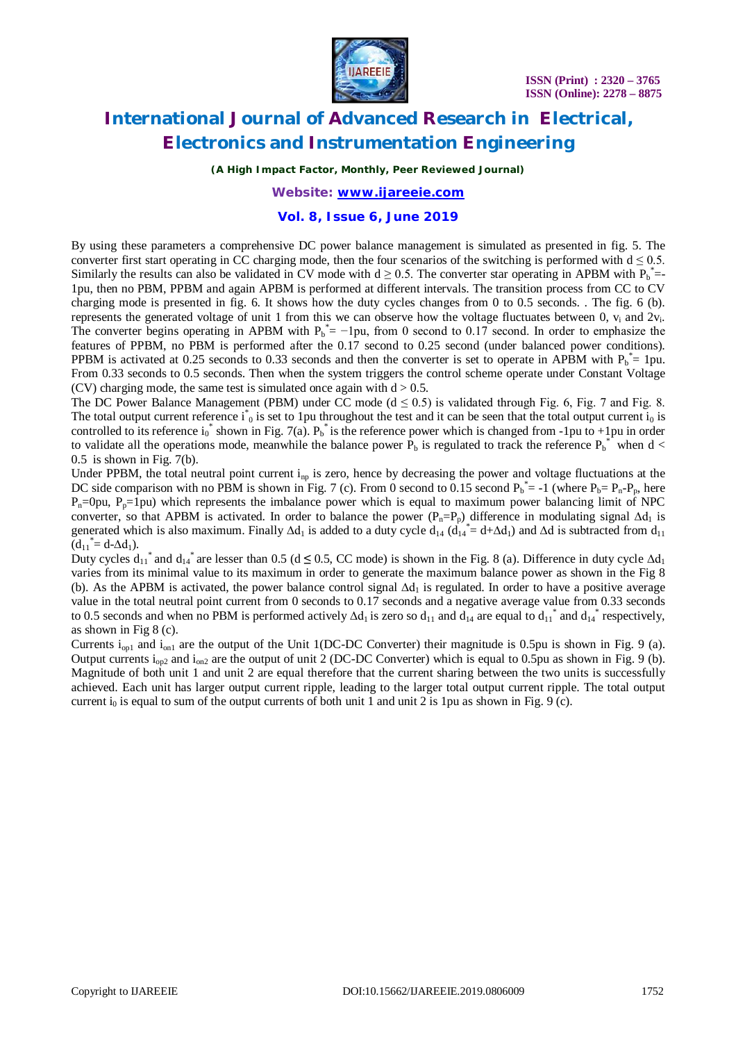By using these parameters a comprehensive DC power balance management is simulated as presented in fig. 5. The converter first start operating in CC charging mode, then the four scenarios of the switching is performed with $d \leq 0.5$. Similarly the results can also be validated in CV mode with $d \geq 0.5$. The converter star operating in APBM with $P_b^*$=-1pu, then no PBM, PPBM and again APBM is performed at different intervals. The transition process from CC to CV charging mode is presented in fig. 6. It shows how the duty cycles changes from 0 to 0.5 seconds. . The fig. 6 (b). represents the generated voltage of unit 1 from this we can observe how the voltage fluctuates between 0, $v_i$ and $2v_i$. The converter begins operating in APBM with $P_b^* = -1$pu, from 0 second to 0.17 second. In order to emphasize the features of PPBM, no PBM is performed after the 0.17 second to 0.25 second (under balanced power conditions). PPBM is activated at 0.25 seconds to 0.33 seconds and then the converter is set to operate in APBM with $P_b^* = 1$pu. From 0.33 seconds to 0.5 seconds. Then when the system triggers the control scheme operate under Constant Voltage (CV) charging mode, the same test is simulated once again with $d > 0.5$.

The DC Power Balance Management (PBM) under CC mode ($d \leq 0.5$) is validated through Fig. 6, Fig. 7 and Fig. 8. The total output current reference $i^*_0$ is set to 1pu throughout the test and it can be seen that the total output current $i_0$ is controlled to its reference $i_0^*$ shown in Fig. 7(a). $P_b^*$ is the reference power which is changed from -1pu to +1pu in order to validate all the operations mode, meanwhile the balance power $P_b$ is regulated to track the reference $P_b^*$ when $d < 0.5$ is shown in Fig. 7(b).

Under PPBM, the total neutral point current $i_{np}$ is zero, hence by decreasing the power and voltage fluctuations at the DC side comparison with no PBM is shown in Fig. 7 (c). From 0 second to 0.15 second $P_b^* = -1$ (where $P_b = P_n - P_p$, here $P_n$=0pu, $P_p$=1pu) which represents the imbalance power which is equal to maximum power balancing limit of NPC converter, so that APBM is activated. In order to balance the power ($P_n$=$P_p$) difference in modulating signal $\Delta d_1$ is generated which is also maximum. Finally $\Delta d_1$ is added to a duty cycle $d_{14}$ ($d_{14}^* = d+\Delta d_1$) and $\Delta d$ is subtracted from $d_{11}$ ($d_{11}^* = d-\Delta d_1$).

Duty cycles $d_{11}^*$ and $d_{14}^*$ are lesser than 0.5 ($d \leq 0.5$, CC mode) is shown in the Fig. 8 (a). Difference in duty cycle $\Delta d_1$ varies from its minimal value to its maximum in order to generate the maximum balance power as shown in the Fig 8 (b). As the APBM is activated, the power balance control signal $\Delta d_1$ is regulated. In order to have a positive average value in the total neutral point current from 0 seconds to 0.17 seconds and a negative average value from 0.33 seconds to 0.5 seconds and when no PBM is performed actively $\Delta d_1$ is zero so $d_{11}$ and $d_{14}$ are equal to $d_{11}^*$ and $d_{14}^*$ respectively, as shown in Fig 8 (c).

Currents $i_{op1}$ and $i_{on1}$ are the output of the Unit 1(DC-DC Converter) their magnitude is 0.5pu is shown in Fig. 9 (a). Output currents $i_{op2}$ and $i_{on2}$ are the output of unit 2 (DC-DC Converter) which is equal to 0.5pu as shown in Fig. 9 (b). Magnitude of both unit 1 and unit 2 are equal therefore that the current sharing between the two units is successfully achieved. Each unit has larger output current ripple, leading to the larger total output current ripple. The total output current $i_0$ is equal to sum of the output currents of both unit 1 and unit 2 is 1pu as shown in Fig. 9 (c).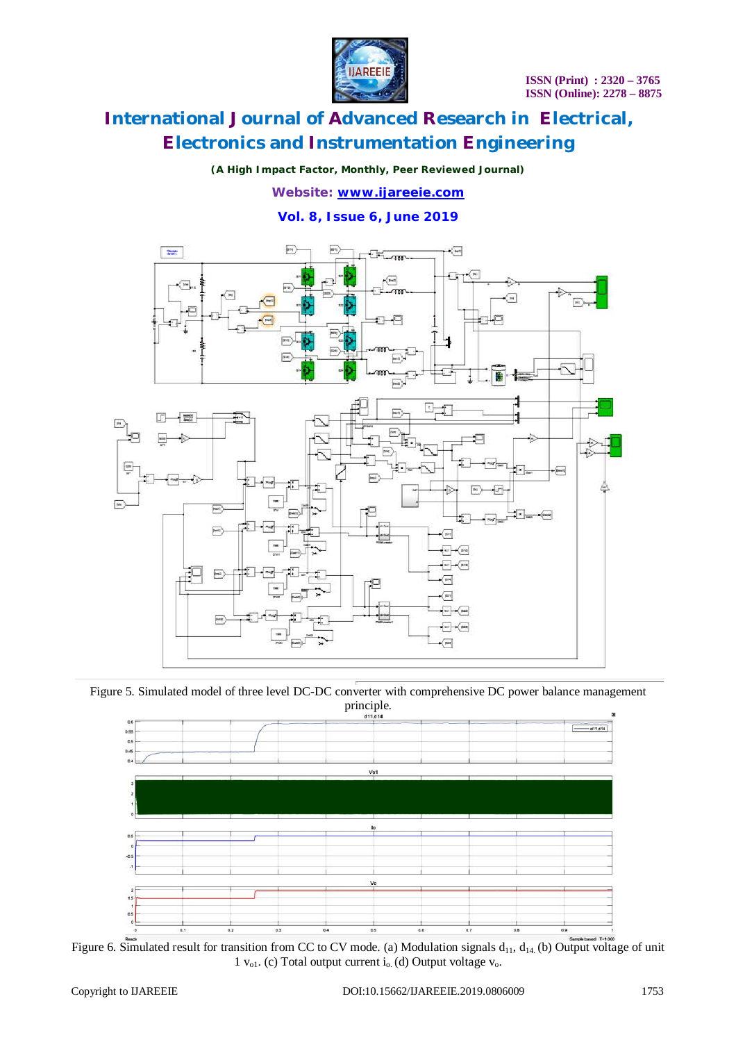Figure 5. Simulated model of three level DC-DC converter with comprehensive DC power balance management principle.

Figure 6. Simulated result for transition from CC to CV mode. (a) Modulation signals $d_{11}$, $d_{14}$. (b) Output voltage of unit 1 $v_{o1}$. (c) Total output current $i_o$. (d) Output voltage $v_o$.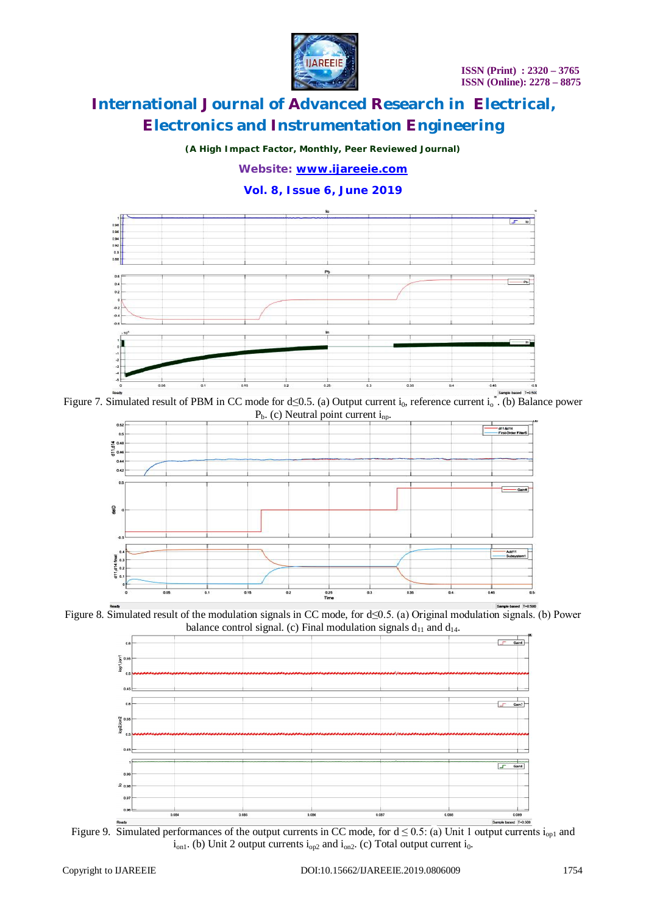Figure 7. Simulated result of PBM in CC mode for d≤0.5. (a) Output current $i_0$, reference current $i_0^*$. (b) Balance power $P_b$. (c) Neutral point current $i_{np}$.

Figure 8. Simulated result of the modulation signals in CC mode, for d≤0.5. (a) Original modulation signals. (b) Power balance control signal. (c) Final modulation signals $d_{11}$ and $d_{14}$.

Figure 9. Simulated performances of the output currents in CC mode, for $d \leq 0.5$: (a) Unit 1 output currents $i_{op1}$ and $i_{on1}$. (b) Unit 2 output currents $i_{op2}$ and $i_{on2}$. (c) Total output current $i_0$.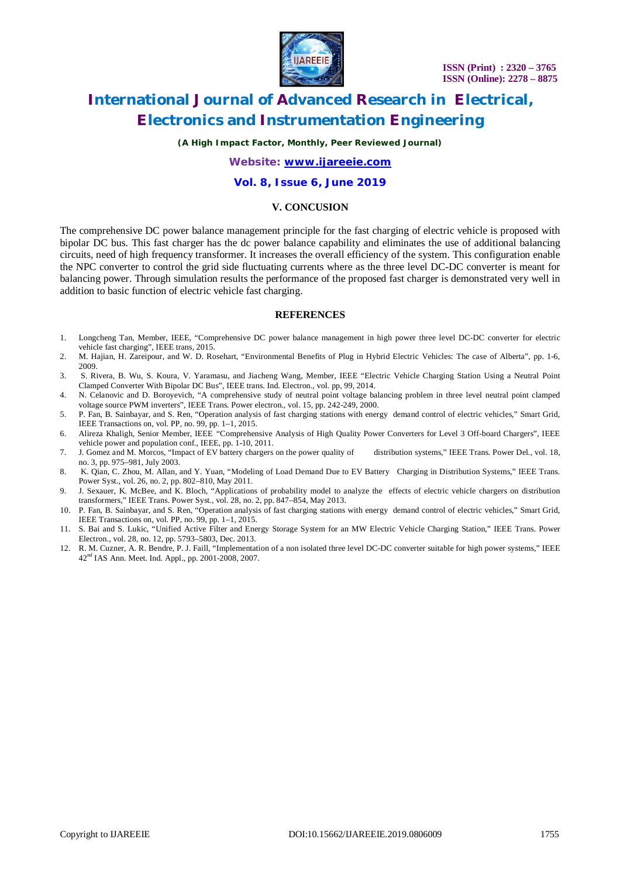## V. CONCUSION

The comprehensive DC power balance management principle for the fast charging of electric vehicle is proposed with bipolar DC bus. This fast charger has the dc power balance capability and eliminates the use of additional balancing circuits, need of high frequency transformer. It increases the overall efficiency of the system. This configuration enable the NPC converter to control the grid side fluctuating currents where as the three level DC-DC converter is meant for balancing power. Through simulation results the performance of the proposed fast charger is demonstrated very well in addition to basic function of electric vehicle fast charging.

## REFERENCES

1. Longcheng Tan, Member, IEEE, "Comprehensive DC power balance management in high power three level DC-DC converter for electric vehicle fast charging", IEEE trans, 2015.
2. M. Hajian, H. Zareipour, and W. D. Rosehart, "Environmental Benefits of Plug in Hybrid Electric Vehicles: The case of Alberta", pp. 1-6, 2009.
3. S. Rivera, B. Wu, S. Koura, V. Yaramasu, and Jiacheng Wang, Member, IEEE "Electric Vehicle Charging Station Using a Neutral Point Clamped Converter With Bipolar DC Bus", IEEE trans. Ind. Electron., vol. pp, 99, 2014.
4. N. Celanovic and D. Boroyevich, "A comprehensive study of neutral point voltage balancing problem in three level neutral point clamped voltage source PWM inverters", IEEE Trans. Power electron., vol. 15, pp. 242-249, 2000.
5. P. Fan, B. Sainbayar, and S. Ren, "Operation analysis of fast charging stations with energy demand control of electric vehicles," Smart Grid, IEEE Transactions on, vol. PP, no. 99, pp. 1–1, 2015.
6. Alireza Khaligh, Senior Member, IEEE "Comprehensive Analysis of High Quality Power Converters for Level 3 Off-board Chargers", IEEE vehicle power and population conf., IEEE, pp. 1-10, 2011.
7. J. Gomez and M. Morcos, "Impact of EV battery chargers on the power quality of distribution systems," IEEE Trans. Power Del., vol. 18, no. 3, pp. 975–981, July 2003.
8. K. Qian, C. Zhou, M. Allan, and Y. Yuan, "Modeling of Load Demand Due to EV Battery Charging in Distribution Systems," IEEE Trans. Power Syst., vol. 26, no. 2, pp. 802–810, May 2011.
9. J. Sexauer, K. McBee, and K. Bloch, "Applications of probability model to analyze the effects of electric vehicle chargers on distribution transformers," IEEE Trans. Power Syst., vol. 28, no. 2, pp. 847–854, May 2013.
10. P. Fan, B. Sainbayar, and S. Ren, "Operation analysis of fast charging stations with energy demand control of electric vehicles," Smart Grid, IEEE Transactions on, vol. PP, no. 99, pp. 1–1, 2015.
11. S. Bai and S. Lukic, "Unified Active Filter and Energy Storage System for an MW Electric Vehicle Charging Station," IEEE Trans. Power Electron., vol. 28, no. 12, pp. 5793–5803, Dec. 2013.
12. R. M. Cuzner, A. R. Bendre, P. J. Faill, "Implementation of a non isolated three level DC-DC converter suitable for high power systems," IEEE 42nd IAS Ann. Meet. Ind. Appl., pp. 2001-2008, 2007.